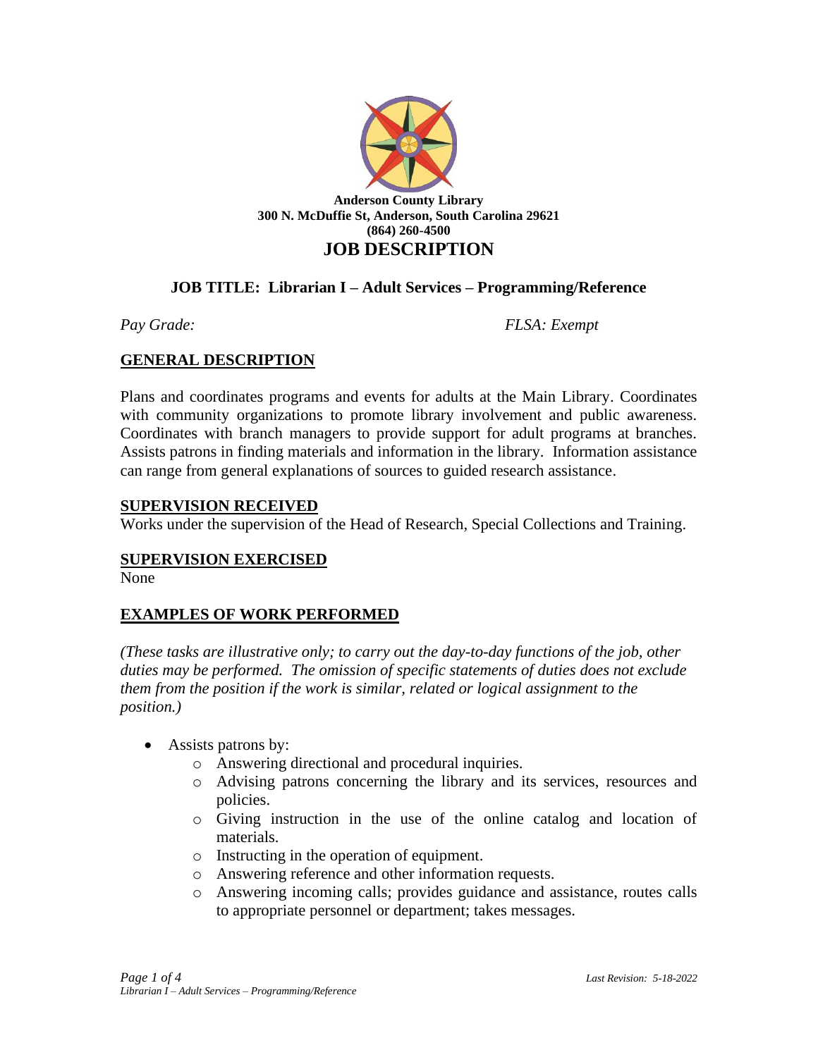**Anderson County Library**
**300 N. McDuffie St, Anderson, South Carolina 29621**
**(864) 260-4500**

# JOB DESCRIPTION

## JOB TITLE: Librarian I – Adult Services – Programming/Reference

*Pay Grade:* *FLSA: Exempt*

## GENERAL DESCRIPTION

Plans and coordinates programs and events for adults at the Main Library. Coordinates with community organizations to promote library involvement and public awareness. Coordinates with branch managers to provide support for adult programs at branches. Assists patrons in finding materials and information in the library. Information assistance can range from general explanations of sources to guided research assistance.

## SUPERVISION RECEIVED

Works under the supervision of the Head of Research, Special Collections and Training.

## SUPERVISION EXERCISED

None

## EXAMPLES OF WORK PERFORMED

*(These tasks are illustrative only; to carry out the day-to-day functions of the job, other duties may be performed. The omission of specific statements of duties does not exclude them from the position if the work is similar, related or logical assignment to the position.)*

- Assists patrons by:
  - Answering directional and procedural inquiries.
  - Advising patrons concerning the library and its services, resources and policies.
  - Giving instruction in the use of the online catalog and location of materials.
  - Instructing in the operation of equipment.
  - Answering reference and other information requests.
  - Answering incoming calls; provides guidance and assistance, routes calls to appropriate personnel or department; takes messages.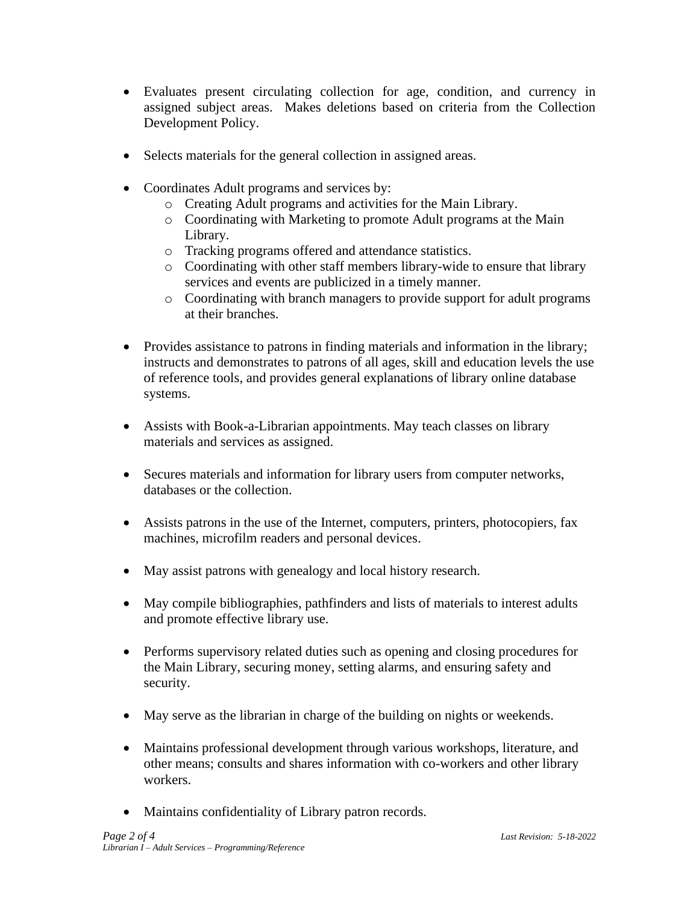- Evaluates present circulating collection for age, condition, and currency in assigned subject areas. Makes deletions based on criteria from the Collection Development Policy.

- Selects materials for the general collection in assigned areas.

- Coordinates Adult programs and services by:
  - Creating Adult programs and activities for the Main Library.
  - Coordinating with Marketing to promote Adult programs at the Main Library.
  - Tracking programs offered and attendance statistics.
  - Coordinating with other staff members library-wide to ensure that library services and events are publicized in a timely manner.
  - Coordinating with branch managers to provide support for adult programs at their branches.

- Provides assistance to patrons in finding materials and information in the library; instructs and demonstrates to patrons of all ages, skill and education levels the use of reference tools, and provides general explanations of library online database systems.

- Assists with Book-a-Librarian appointments. May teach classes on library materials and services as assigned.

- Secures materials and information for library users from computer networks, databases or the collection.

- Assists patrons in the use of the Internet, computers, printers, photocopiers, fax machines, microfilm readers and personal devices.

- May assist patrons with genealogy and local history research.

- May compile bibliographies, pathfinders and lists of materials to interest adults and promote effective library use.

- Performs supervisory related duties such as opening and closing procedures for the Main Library, securing money, setting alarms, and ensuring safety and security.

- May serve as the librarian in charge of the building on nights or weekends.

- Maintains professional development through various workshops, literature, and other means; consults and shares information with co-workers and other library workers.

- Maintains confidentiality of Library patron records.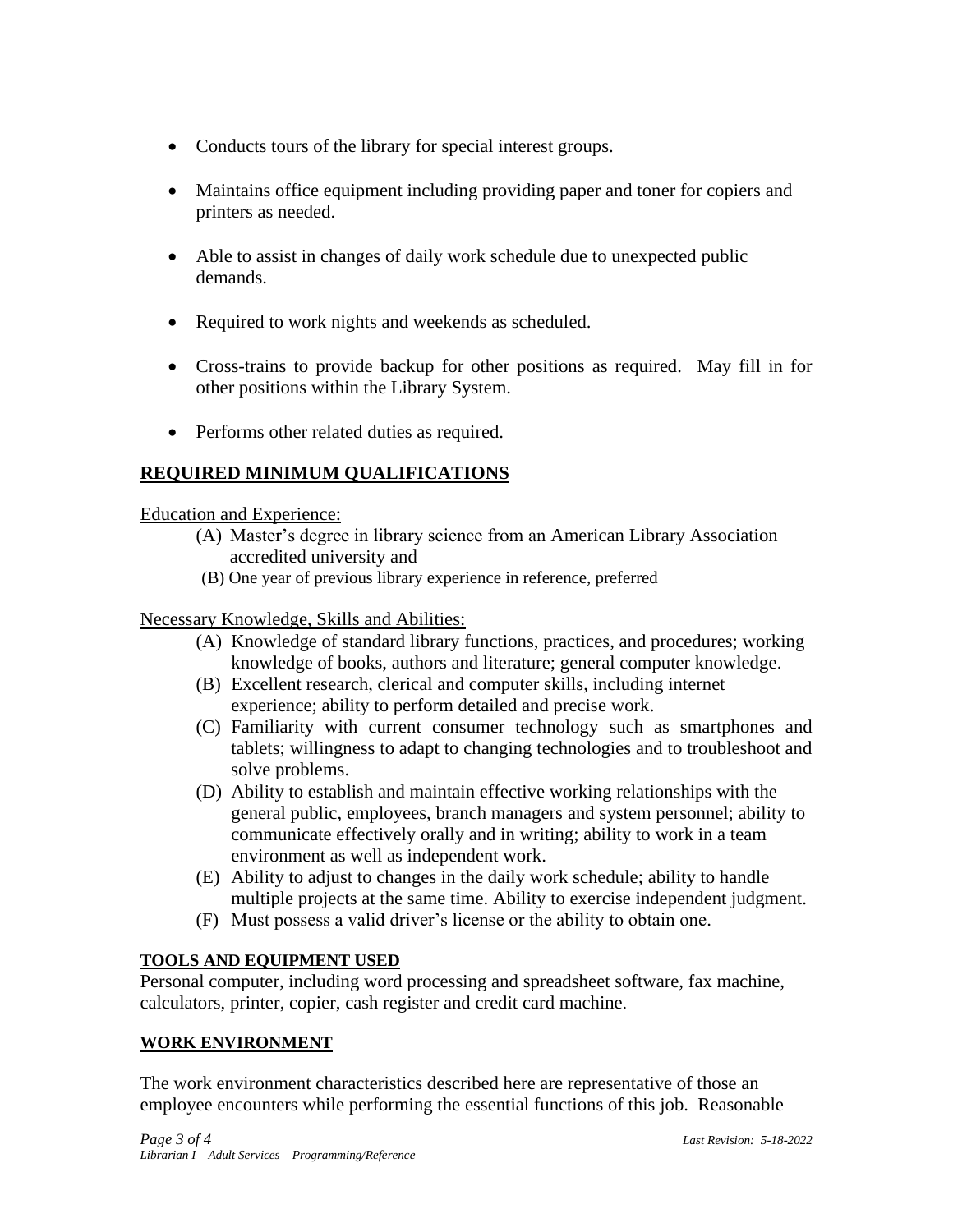- Conducts tours of the library for special interest groups.

- Maintains office equipment including providing paper and toner for copiers and printers as needed.

- Able to assist in changes of daily work schedule due to unexpected public demands.

- Required to work nights and weekends as scheduled.

- Cross-trains to provide backup for other positions as required. May fill in for other positions within the Library System.

- Performs other related duties as required.

## REQUIRED MINIMUM QUALIFICATIONS

Education and Experience:

(A) Master's degree in library science from an American Library Association accredited university and

(B) One year of previous library experience in reference, preferred

Necessary Knowledge, Skills and Abilities:

(A) Knowledge of standard library functions, practices, and procedures; working knowledge of books, authors and literature; general computer knowledge.

(B) Excellent research, clerical and computer skills, including internet experience; ability to perform detailed and precise work.

(C) Familiarity with current consumer technology such as smartphones and tablets; willingness to adapt to changing technologies and to troubleshoot and solve problems.

(D) Ability to establish and maintain effective working relationships with the general public, employees, branch managers and system personnel; ability to communicate effectively orally and in writing; ability to work in a team environment as well as independent work.

(E) Ability to adjust to changes in the daily work schedule; ability to handle multiple projects at the same time. Ability to exercise independent judgment.

(F) Must possess a valid driver's license or the ability to obtain one.

### TOOLS AND EQUIPMENT USED

Personal computer, including word processing and spreadsheet software, fax machine, calculators, printer, copier, cash register and credit card machine.

### WORK ENVIRONMENT

The work environment characteristics described here are representative of those an employee encounters while performing the essential functions of this job. Reasonable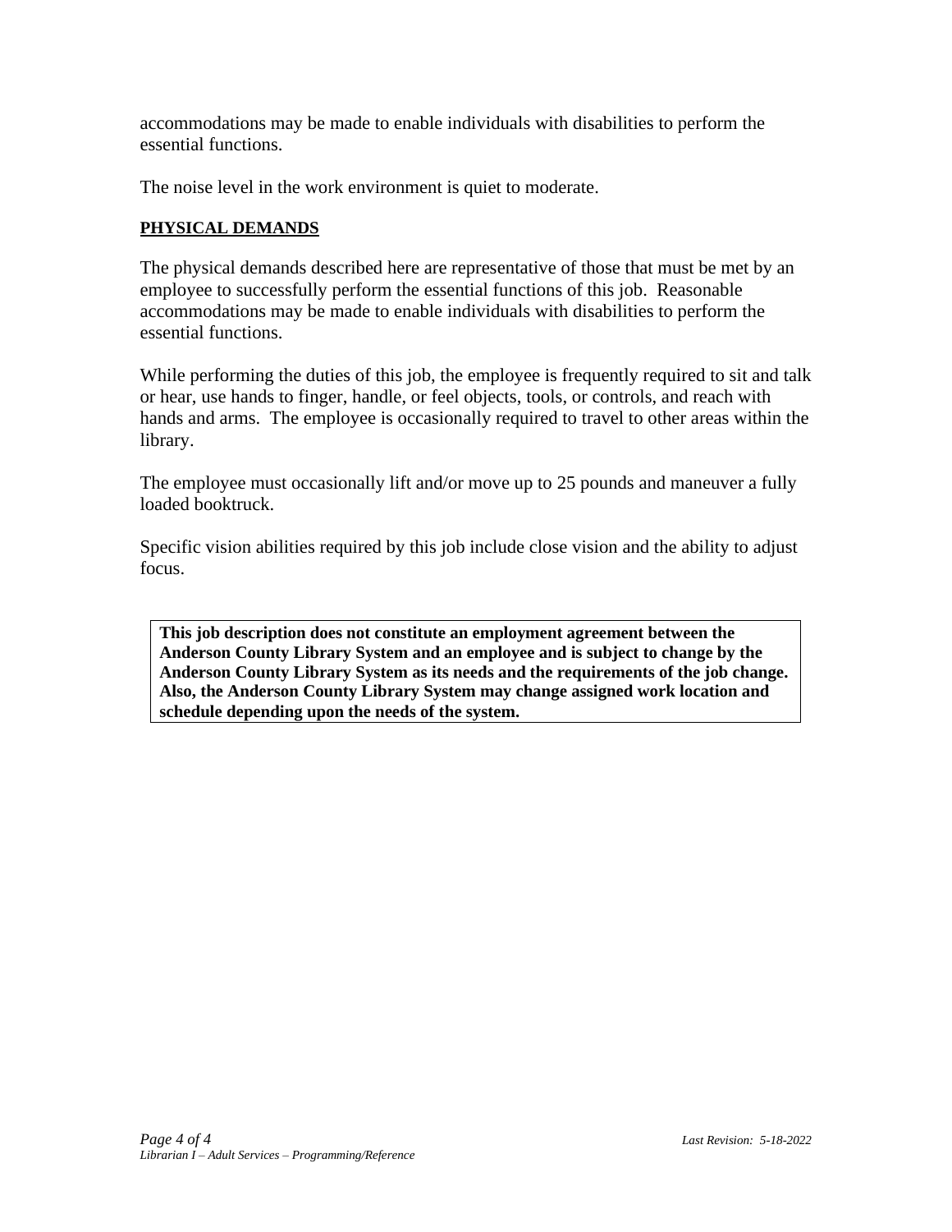accommodations may be made to enable individuals with disabilities to perform the essential functions.

The noise level in the work environment is quiet to moderate.

## PHYSICAL DEMANDS

The physical demands described here are representative of those that must be met by an employee to successfully perform the essential functions of this job. Reasonable accommodations may be made to enable individuals with disabilities to perform the essential functions.

While performing the duties of this job, the employee is frequently required to sit and talk or hear, use hands to finger, handle, or feel objects, tools, or controls, and reach with hands and arms. The employee is occasionally required to travel to other areas within the library.

The employee must occasionally lift and/or move up to 25 pounds and maneuver a fully loaded booktruck.

Specific vision abilities required by this job include close vision and the ability to adjust focus.

**This job description does not constitute an employment agreement between the Anderson County Library System and an employee and is subject to change by the Anderson County Library System as its needs and the requirements of the job change. Also, the Anderson County Library System may change assigned work location and schedule depending upon the needs of the system.**